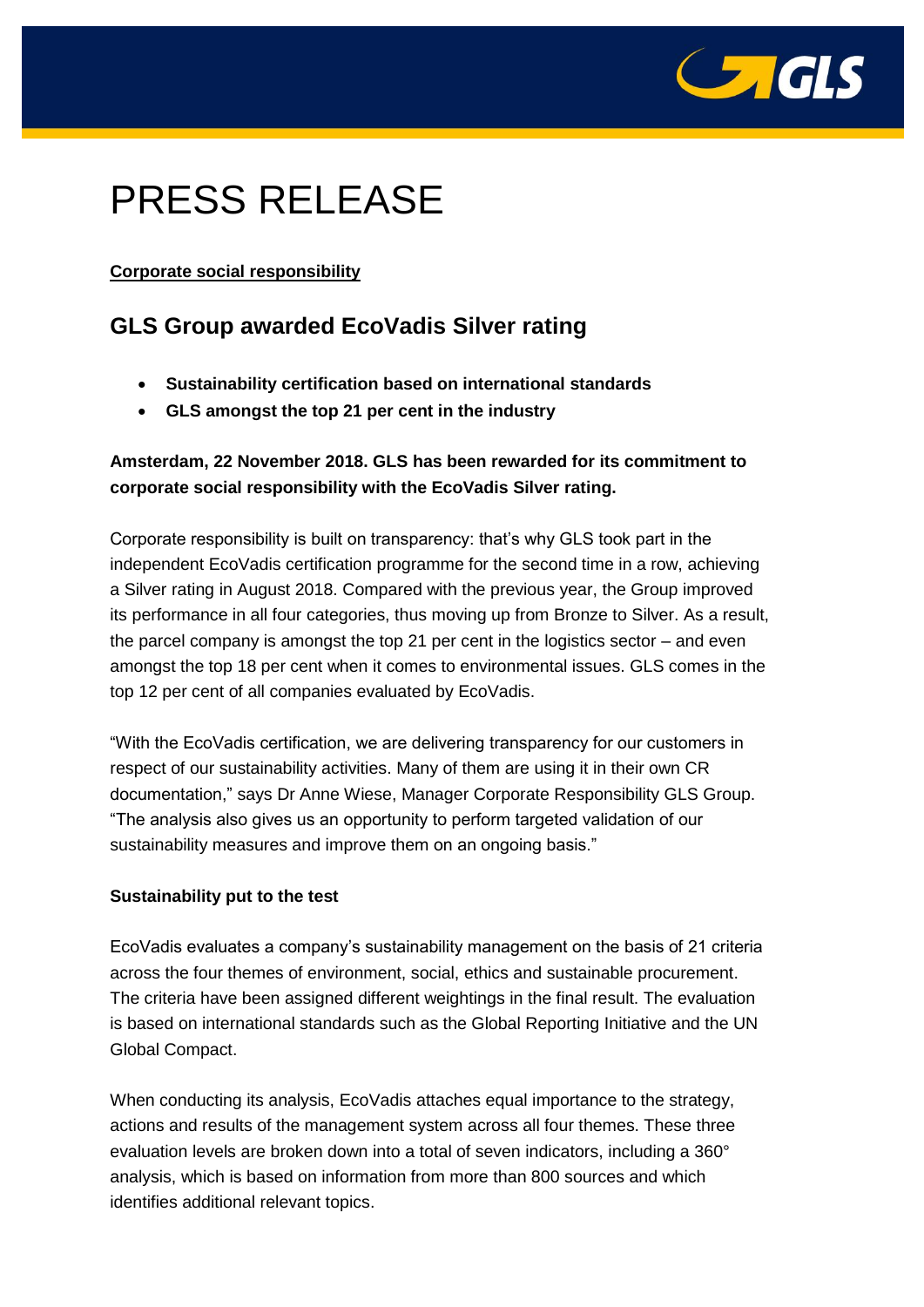# PRESS RELEASE

**Corporate social responsibility**

## GLS Group awarded EcoVadis Silver rating

- **Sustainability certification based on international standards**
- **GLS amongst the top 21 per cent in the industry**

**Amsterdam, 22 November 2018. GLS has been rewarded for its commitment to corporate social responsibility with the EcoVadis Silver rating.**

Corporate responsibility is built on transparency: that's why GLS took part in the independent EcoVadis certification programme for the second time in a row, achieving a Silver rating in August 2018. Compared with the previous year, the Group improved its performance in all four categories, thus moving up from Bronze to Silver. As a result, the parcel company is amongst the top 21 per cent in the logistics sector – and even amongst the top 18 per cent when it comes to environmental issues. GLS comes in the top 12 per cent of all companies evaluated by EcoVadis.

"With the EcoVadis certification, we are delivering transparency for our customers in respect of our sustainability activities. Many of them are using it in their own CR documentation," says Dr Anne Wiese, Manager Corporate Responsibility GLS Group. "The analysis also gives us an opportunity to perform targeted validation of our sustainability measures and improve them on an ongoing basis."

**Sustainability put to the test**

EcoVadis evaluates a company's sustainability management on the basis of 21 criteria across the four themes of environment, social, ethics and sustainable procurement. The criteria have been assigned different weightings in the final result. The evaluation is based on international standards such as the Global Reporting Initiative and the UN Global Compact.

When conducting its analysis, EcoVadis attaches equal importance to the strategy, actions and results of the management system across all four themes. These three evaluation levels are broken down into a total of seven indicators, including a 360° analysis, which is based on information from more than 800 sources and which identifies additional relevant topics.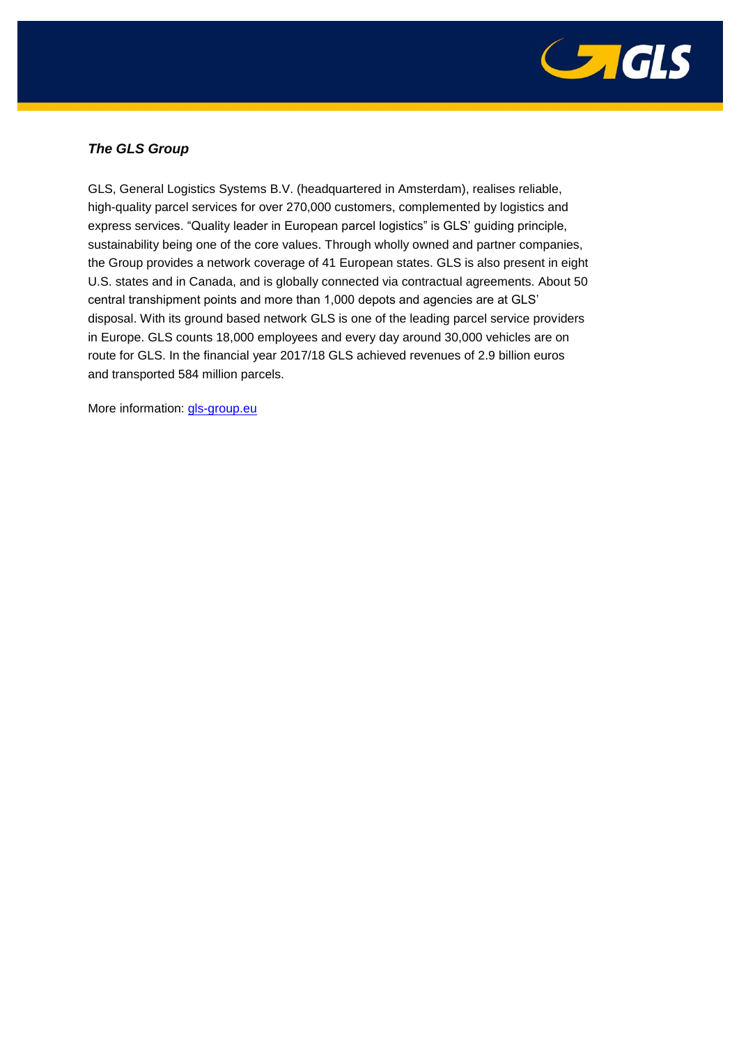***The GLS Group***

GLS, General Logistics Systems B.V. (headquartered in Amsterdam), realises reliable, high-quality parcel services for over 270,000 customers, complemented by logistics and express services. “Quality leader in European parcel logistics” is GLS’ guiding principle, sustainability being one of the core values. Through wholly owned and partner companies, the Group provides a network coverage of 41 European states. GLS is also present in eight U.S. states and in Canada, and is globally connected via contractual agreements. About 50 central transhipment points and more than 1,000 depots and agencies are at GLS’ disposal. With its ground based network GLS is one of the leading parcel service providers in Europe. GLS counts 18,000 employees and every day around 30,000 vehicles are on route for GLS. In the financial year 2017/18 GLS achieved revenues of 2.9 billion euros and transported 584 million parcels.

More information: [gls-group.eu](gls-group.eu)